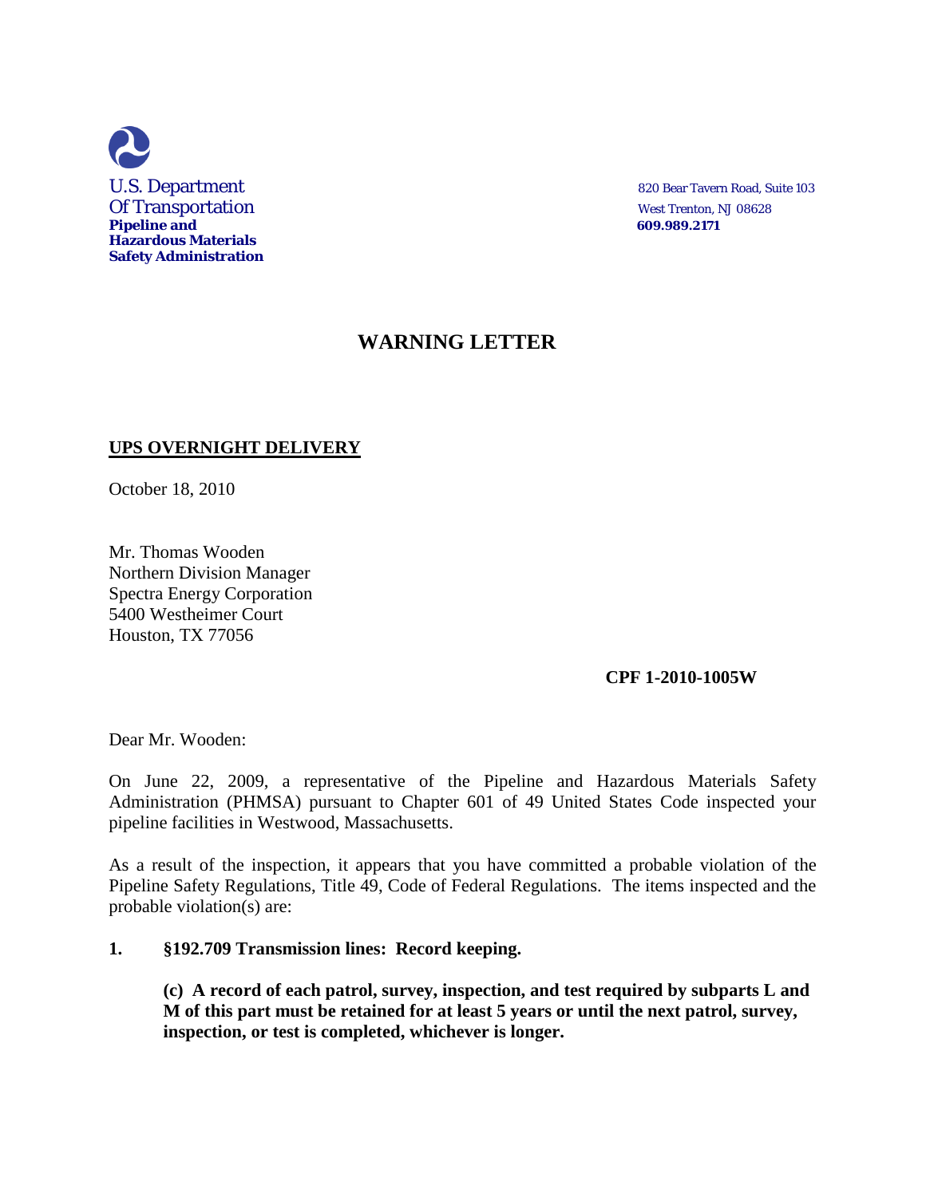U.S. Department
Of Transportation
**Pipeline and**
**Hazardous Materials**
**Safety Administration**

820 Bear Tavern Road, Suite 103
West Trenton, NJ 08628
**609.989.2171**

# WARNING LETTER

**UPS OVERNIGHT DELIVERY**

October 18, 2010

Mr. Thomas Wooden
Northern Division Manager
Spectra Energy Corporation
5400 Westheimer Court
Houston, TX 77056

**CPF 1-2010-1005W**

Dear Mr. Wooden:

On June 22, 2009, a representative of the Pipeline and Hazardous Materials Safety Administration (PHMSA) pursuant to Chapter 601 of 49 United States Code inspected your pipeline facilities in Westwood, Massachusetts.

As a result of the inspection, it appears that you have committed a probable violation of the Pipeline Safety Regulations, Title 49, Code of Federal Regulations. The items inspected and the probable violation(s) are:

**1. §192.709 Transmission lines: Record keeping.**

**(c) A record of each patrol, survey, inspection, and test required by subparts L and M of this part must be retained for at least 5 years or until the next patrol, survey, inspection, or test is completed, whichever is longer.**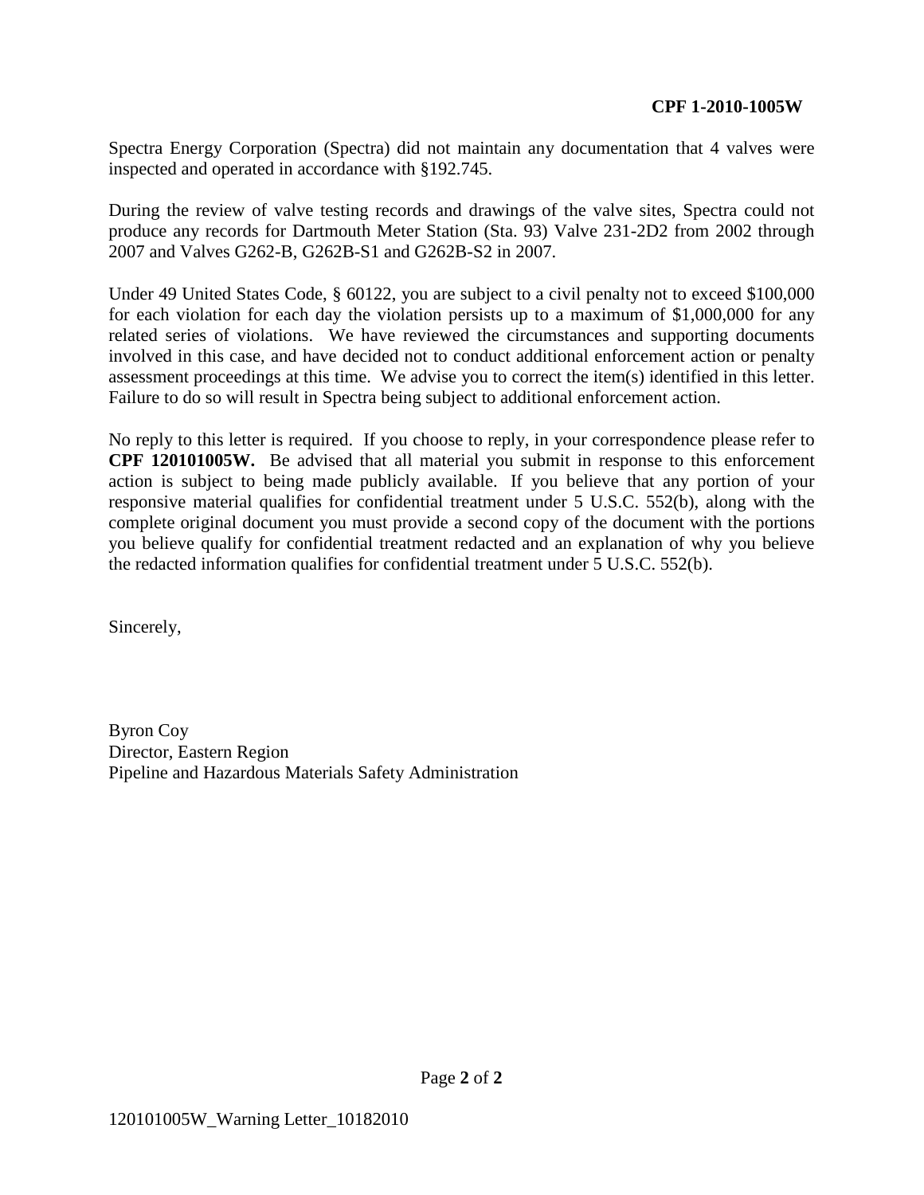Spectra Energy Corporation (Spectra) did not maintain any documentation that 4 valves were inspected and operated in accordance with §192.745.

During the review of valve testing records and drawings of the valve sites, Spectra could not produce any records for Dartmouth Meter Station (Sta. 93) Valve 231-2D2 from 2002 through 2007 and Valves G262-B, G262B-S1 and G262B-S2 in 2007.

Under 49 United States Code, § 60122, you are subject to a civil penalty not to exceed $100,000 for each violation for each day the violation persists up to a maximum of $1,000,000 for any related series of violations. We have reviewed the circumstances and supporting documents involved in this case, and have decided not to conduct additional enforcement action or penalty assessment proceedings at this time. We advise you to correct the item(s) identified in this letter. Failure to do so will result in Spectra being subject to additional enforcement action.

No reply to this letter is required. If you choose to reply, in your correspondence please refer to **CPF 120101005W.** Be advised that all material you submit in response to this enforcement action is subject to being made publicly available. If you believe that any portion of your responsive material qualifies for confidential treatment under 5 U.S.C. 552(b), along with the complete original document you must provide a second copy of the document with the portions you believe qualify for confidential treatment redacted and an explanation of why you believe the redacted information qualifies for confidential treatment under 5 U.S.C. 552(b).

Sincerely,

Byron Coy
Director, Eastern Region
Pipeline and Hazardous Materials Safety Administration